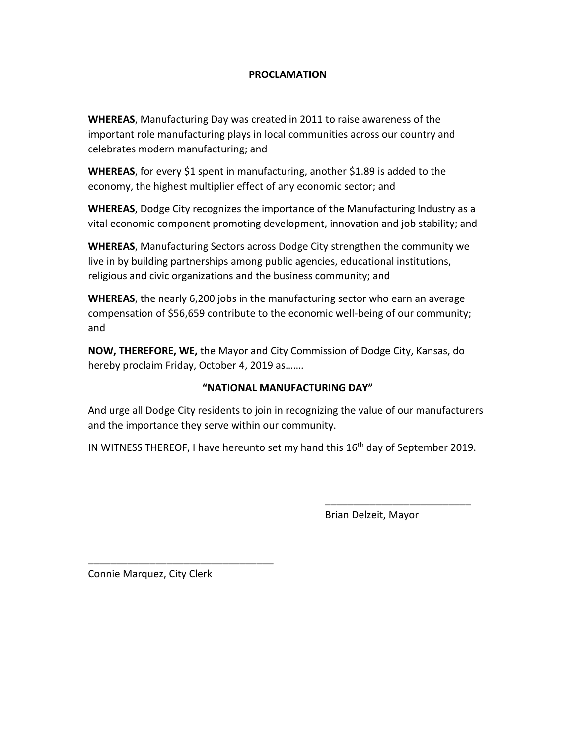# PROCLAMATION

**WHEREAS**, Manufacturing Day was created in 2011 to raise awareness of the important role manufacturing plays in local communities across our country and celebrates modern manufacturing; and

**WHEREAS**, for every $1 spent in manufacturing, another $1.89 is added to the economy, the highest multiplier effect of any economic sector; and

**WHEREAS**, Dodge City recognizes the importance of the Manufacturing Industry as a vital economic component promoting development, innovation and job stability; and

**WHEREAS**, Manufacturing Sectors across Dodge City strengthen the community we live in by building partnerships among public agencies, educational institutions, religious and civic organizations and the business community; and

**WHEREAS**, the nearly 6,200 jobs in the manufacturing sector who earn an average compensation of $56,659 contribute to the economic well-being of our community; and

**NOW, THEREFORE, WE,** the Mayor and City Commission of Dodge City, Kansas, do hereby proclaim Friday, October 4, 2019 as…….

**"NATIONAL MANUFACTURING DAY"**

And urge all Dodge City residents to join in recognizing the value of our manufacturers and the importance they serve within our community.

IN WITNESS THEREOF, I have hereunto set my hand this 16th day of September 2019.

\_\_\_\_\_\_\_\_\_\_\_\_\_\_\_\_\_\_\_\_\_\_\_\_\_\_
Brian Delzeit, Mayor

\_\_\_\_\_\_\_\_\_\_\_\_\_\_\_\_\_\_\_\_\_\_\_\_\_\_\_\_\_\_\_\_\_
Connie Marquez, City Clerk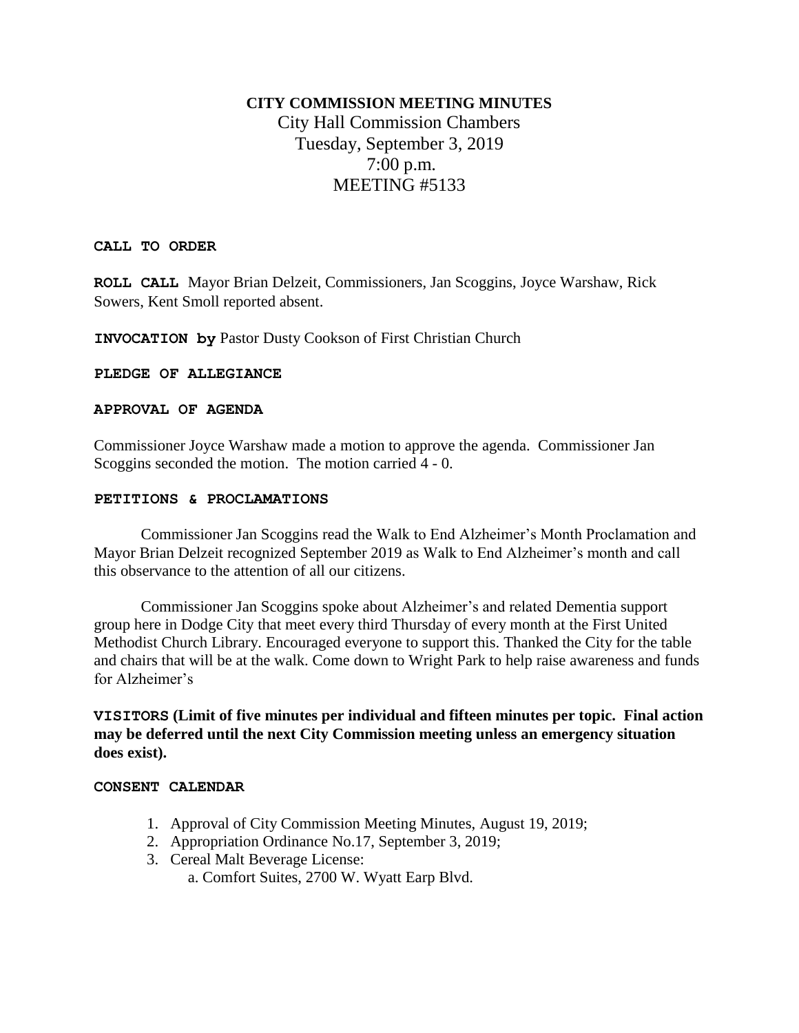**CITY COMMISSION MEETING MINUTES**

City Hall Commission Chambers
Tuesday, September 3, 2019
7:00 p.m.
MEETING #5133

**CALL TO ORDER**

**ROLL CALL** Mayor Brian Delzeit, Commissioners, Jan Scoggins, Joyce Warshaw, Rick Sowers, Kent Smoll reported absent.

**INVOCATION by** Pastor Dusty Cookson of First Christian Church

**PLEDGE OF ALLEGIANCE**

**APPROVAL OF AGENDA**

Commissioner Joyce Warshaw made a motion to approve the agenda. Commissioner Jan Scoggins seconded the motion. The motion carried 4 - 0.

**PETITIONS & PROCLAMATIONS**

Commissioner Jan Scoggins read the Walk to End Alzheimer's Month Proclamation and Mayor Brian Delzeit recognized September 2019 as Walk to End Alzheimer's month and call this observance to the attention of all our citizens.

Commissioner Jan Scoggins spoke about Alzheimer's and related Dementia support group here in Dodge City that meet every third Thursday of every month at the First United Methodist Church Library. Encouraged everyone to support this. Thanked the City for the table and chairs that will be at the walk. Come down to Wright Park to help raise awareness and funds for Alzheimer's

**VISITORS (Limit of five minutes per individual and fifteen minutes per topic. Final action may be deferred until the next City Commission meeting unless an emergency situation does exist).**

**CONSENT CALENDAR**

1. Approval of City Commission Meeting Minutes, August 19, 2019;
2. Appropriation Ordinance No.17, September 3, 2019;
3. Cereal Malt Beverage License:
   a. Comfort Suites, 2700 W. Wyatt Earp Blvd.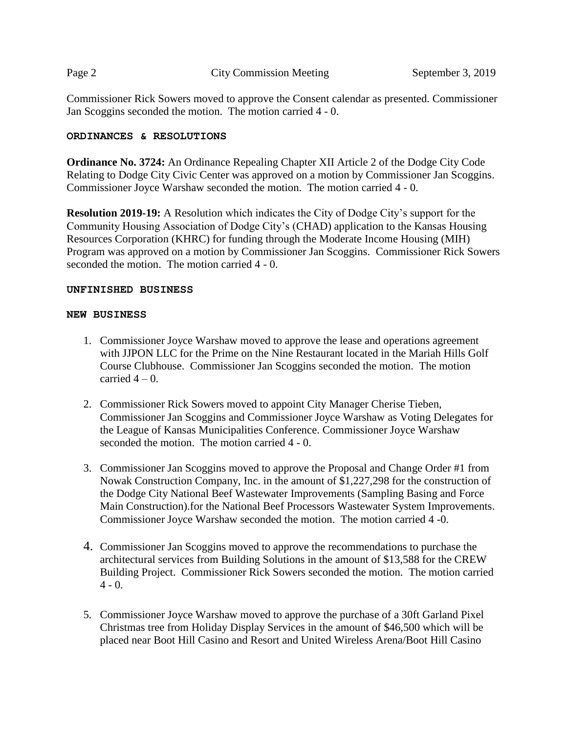Commissioner Rick Sowers moved to approve the Consent calendar as presented. Commissioner Jan Scoggins seconded the motion. The motion carried 4 - 0.

**ORDINANCES & RESOLUTIONS**

**Ordinance No. 3724:** An Ordinance Repealing Chapter XII Article 2 of the Dodge City Code Relating to Dodge City Civic Center was approved on a motion by Commissioner Jan Scoggins. Commissioner Joyce Warshaw seconded the motion. The motion carried 4 - 0.

**Resolution 2019-19:** A Resolution which indicates the City of Dodge City's support for the Community Housing Association of Dodge City's (CHAD) application to the Kansas Housing Resources Corporation (KHRC) for funding through the Moderate Income Housing (MIH) Program was approved on a motion by Commissioner Jan Scoggins. Commissioner Rick Sowers seconded the motion. The motion carried 4 - 0.

**UNFINISHED BUSINESS**

**NEW BUSINESS**

1. Commissioner Joyce Warshaw moved to approve the lease and operations agreement with JJPON LLC for the Prime on the Nine Restaurant located in the Mariah Hills Golf Course Clubhouse. Commissioner Jan Scoggins seconded the motion. The motion carried 4 – 0.

2. Commissioner Rick Sowers moved to appoint City Manager Cherise Tieben, Commissioner Jan Scoggins and Commissioner Joyce Warshaw as Voting Delegates for the League of Kansas Municipalities Conference. Commissioner Joyce Warshaw seconded the motion. The motion carried 4 - 0.

3. Commissioner Jan Scoggins moved to approve the Proposal and Change Order #1 from Nowak Construction Company, Inc. in the amount of $1,227,298 for the construction of the Dodge City National Beef Wastewater Improvements (Sampling Basing and Force Main Construction).for the National Beef Processors Wastewater System Improvements. Commissioner Joyce Warshaw seconded the motion. The motion carried 4 -0.

4. Commissioner Jan Scoggins moved to approve the recommendations to purchase the architectural services from Building Solutions in the amount of $13,588 for the CREW Building Project. Commissioner Rick Sowers seconded the motion. The motion carried 4 - 0.

5. Commissioner Joyce Warshaw moved to approve the purchase of a 30ft Garland Pixel Christmas tree from Holiday Display Services in the amount of $46,500 which will be placed near Boot Hill Casino and Resort and United Wireless Arena/Boot Hill Casino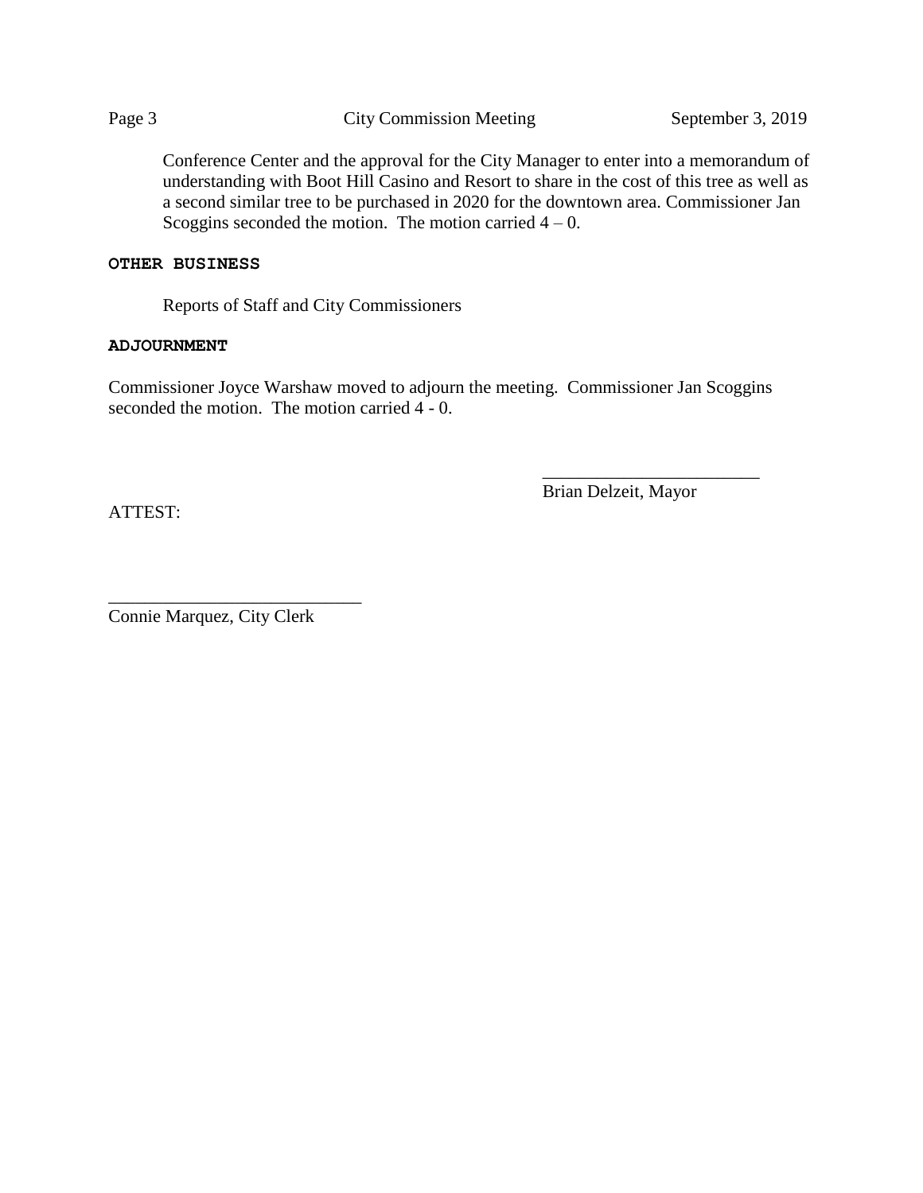Conference Center and the approval for the City Manager to enter into a memorandum of understanding with Boot Hill Casino and Resort to share in the cost of this tree as well as a second similar tree to be purchased in 2020 for the downtown area. Commissioner Jan Scoggins seconded the motion. The motion carried 4 – 0.

**OTHER BUSINESS**

Reports of Staff and City Commissioners

**ADJOURNMENT**

Commissioner Joyce Warshaw moved to adjourn the meeting. Commissioner Jan Scoggins seconded the motion. The motion carried 4 - 0.

\_\_\_\_\_\_\_\_\_\_\_\_\_\_\_\_\_\_\_\_\_\_\_\_\_\_
Brian Delzeit, Mayor

ATTEST:

\_\_\_\_\_\_\_\_\_\_\_\_\_\_\_\_\_\_\_\_\_\_\_\_\_\_\_\_\_\_
Connie Marquez, City Clerk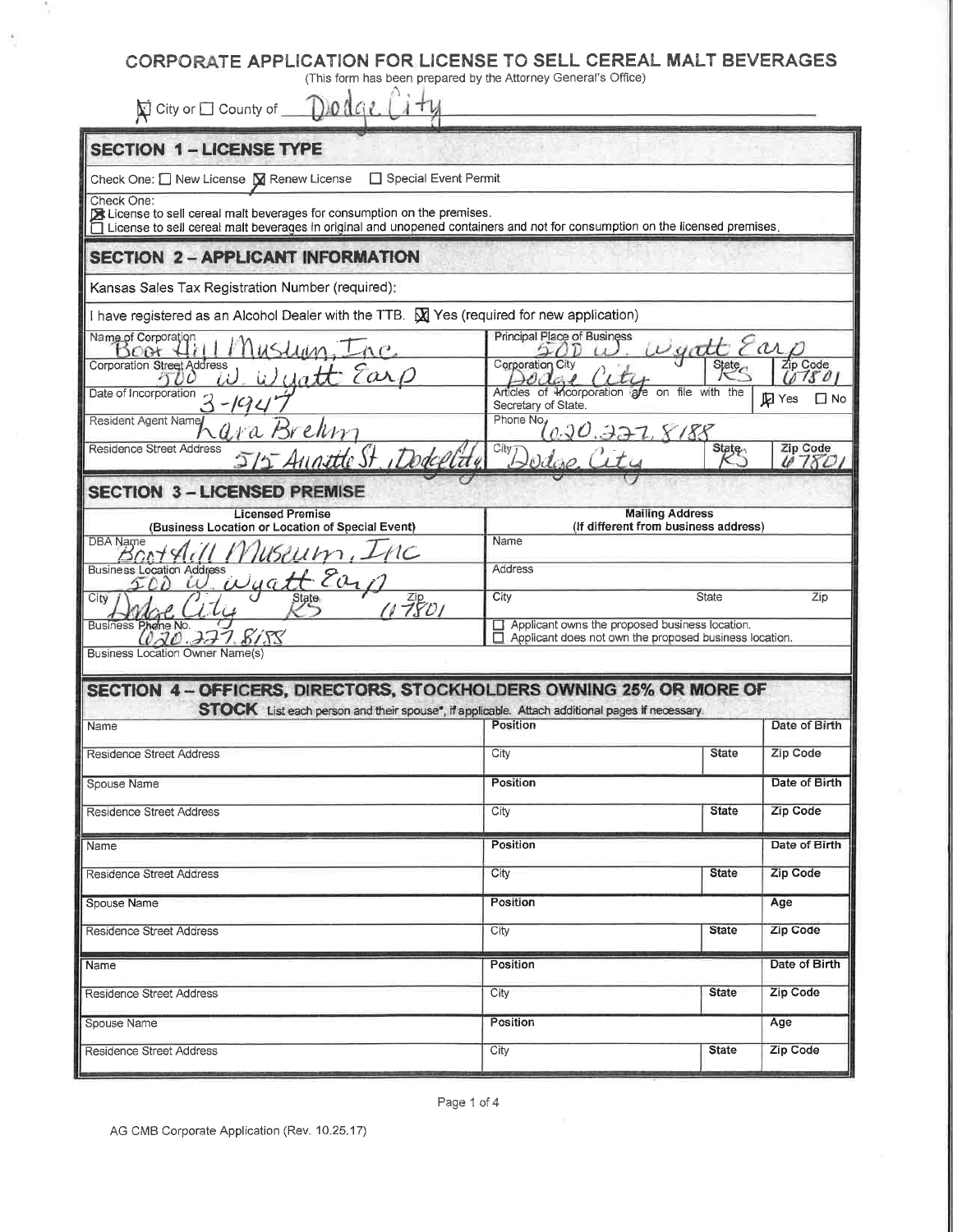# CORPORATE APPLICATION FOR LICENSE TO SELL CEREAL MALT BEVERAGES

(This form has been prepared by the Attorney General's Office)

☒ City or ☐ County of Dodge City

## SECTION 1 – LICENSE TYPE

Check One: ☐ New License ☒ Renew License ☐ Special Event Permit

Check One:
☒ License to sell cereal malt beverages for consumption on the premises.
☐ License to sell cereal malt beverages in original and unopened containers and not for consumption on the licensed premises.

## SECTION 2 – APPLICANT INFORMATION

Kansas Sales Tax Registration Number (required):

I have registered as an Alcohol Dealer with the TTB. ☒ Yes (required for new application)

| | | | |
|---|---|---|---|
| Name of Corporation: Boot Hill Museum, Inc. | Principal Place of Business: 500 W. Wyatt Earp | | |
| Corporation Street Address: 500 W. Wyatt Earp | Corporation City: Dodge City | State: KS | Zip Code: 67801 |
| Date of Incorporation: 3-1947 | Articles of Incorporation are on file with the Secretary of State. | ☒ Yes ☐ No | |
| Resident Agent Name: Lara Brehm | Phone No. 620.227.8188 | | |
| Residence Street Address: 515 Annette St, Dodge City | City: Dodge City | State: KS | Zip Code: 67801 |

## SECTION 3 – LICENSED PREMISE

| Licensed Premise (Business Location or Location of Special Event) | Mailing Address (If different from business address) | |
|---|---|---|
| DBA Name: Boot Hill Museum, Inc | Name | |
| Business Location Address: 500 W. Wyatt Earp | Address | |
| City: Dodge City State: KS Zip: 67801 | City State | Zip |
| Business Phone No. 620.227.8188 | ☐ Applicant owns the proposed business location. ☐ Applicant does not own the proposed business location. | |
| Business Location Owner Name(s) | | |

## SECTION 4 – OFFICERS, DIRECTORS, STOCKHOLDERS OWNING 25% OR MORE OF STOCK

List each person and their spouse*, if applicable. Attach additional pages if necessary.

| | | | |
|---|---|---|---|
| Name | Position | | Date of Birth |
| Residence Street Address | City | State | Zip Code |
| Spouse Name | Position | | Date of Birth |
| Residence Street Address | City | State | Zip Code |
| Name | Position | | Date of Birth |
| Residence Street Address | City | State | Zip Code |
| Spouse Name | Position | | Age |
| Residence Street Address | City | State | Zip Code |
| Name | Position | | Date of Birth |
| Residence Street Address | City | State | Zip Code |
| Spouse Name | Position | | Age |
| Residence Street Address | City | State | Zip Code |

AG CMB Corporate Application (Rev. 10.25.17)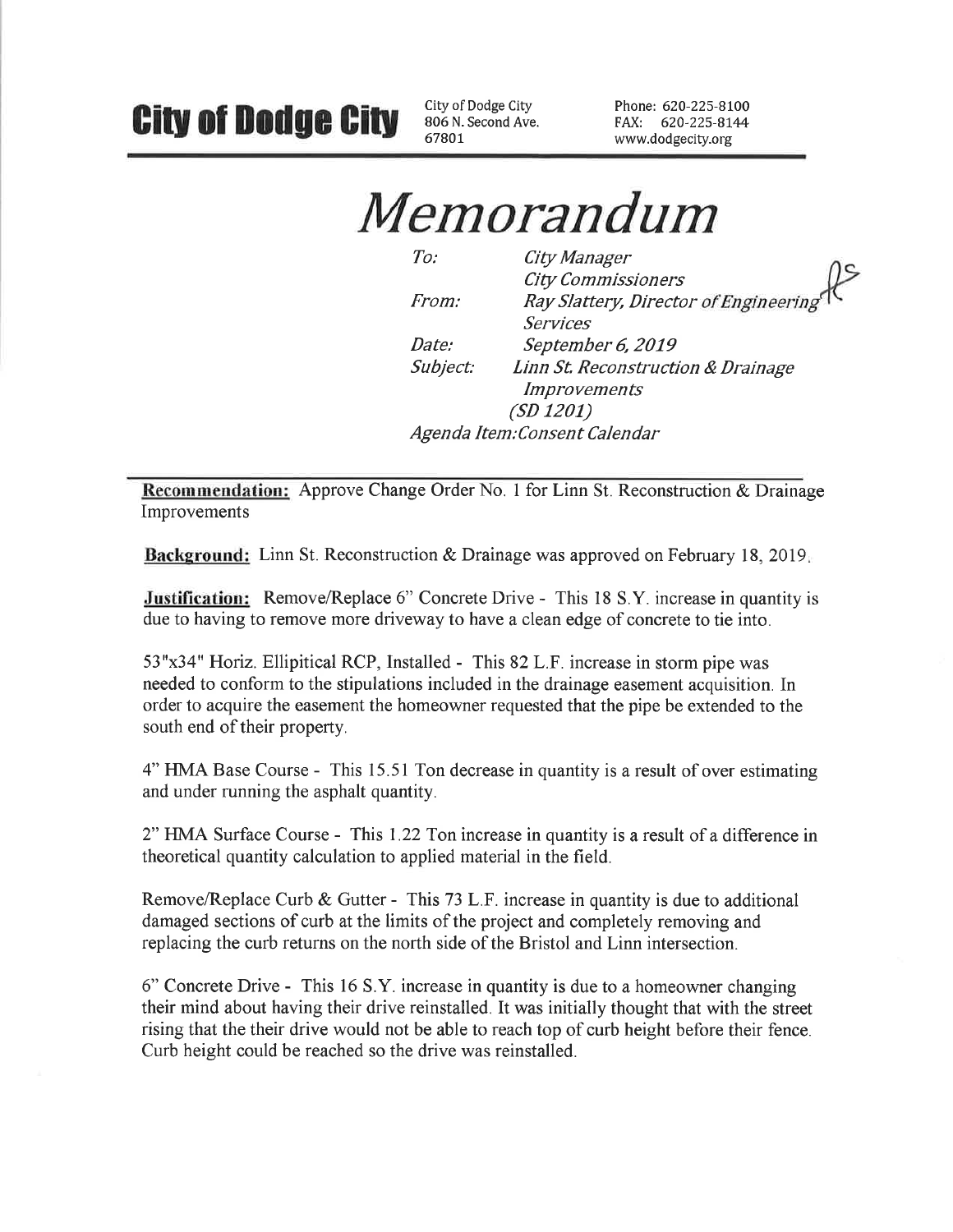**City of Dodge City** City of Dodge City 806 N. Second Ave. 67801 Phone: 620-225-8100 FAX: 620-225-8144 www.dodgecity.org

# *Memorandum*

| | |
|---|---|
| *To:* | *City Manager* |
| | *City Commissioners* |
| *From:* | *Ray Slattery, Director of Engineering Services* |
| *Date:* | *September 6, 2019* |
| *Subject:* | *Linn St. Reconstruction & Drainage Improvements (SD 1201)* |

*Agenda Item:Consent Calendar*

---

**Recommendation:** Approve Change Order No. 1 for Linn St. Reconstruction & Drainage Improvements

**Background:** Linn St. Reconstruction & Drainage was approved on February 18, 2019.

**Justification:** Remove/Replace 6" Concrete Drive - This 18 S.Y. increase in quantity is due to having to remove more driveway to have a clean edge of concrete to tie into.

53"x34" Horiz. Ellipitical RCP, Installed - This 82 L.F. increase in storm pipe was needed to conform to the stipulations included in the drainage easement acquisition. In order to acquire the easement the homeowner requested that the pipe be extended to the south end of their property.

4" HMA Base Course - This 15.51 Ton decrease in quantity is a result of over estimating and under running the asphalt quantity.

2" HMA Surface Course - This 1.22 Ton increase in quantity is a result of a difference in theoretical quantity calculation to applied material in the field.

Remove/Replace Curb & Gutter - This 73 L.F. increase in quantity is due to additional damaged sections of curb at the limits of the project and completely removing and replacing the curb returns on the north side of the Bristol and Linn intersection.

6" Concrete Drive - This 16 S.Y. increase in quantity is due to a homeowner changing their mind about having their drive reinstalled. It was initially thought that with the street rising that the their drive would not be able to reach top of curb height before their fence. Curb height could be reached so the drive was reinstalled.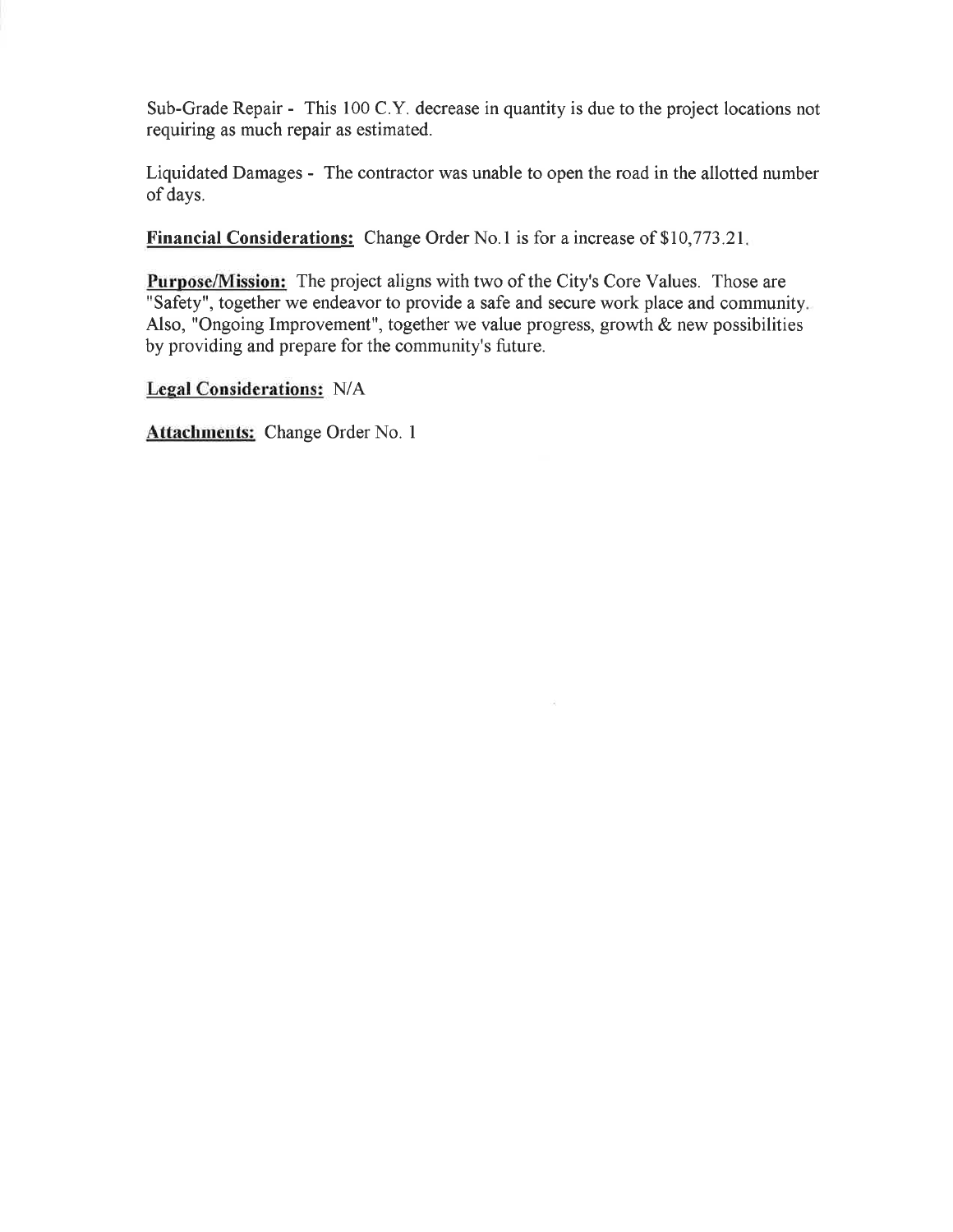Sub-Grade Repair - This 100 C.Y. decrease in quantity is due to the project locations not requiring as much repair as estimated.

Liquidated Damages - The contractor was unable to open the road in the allotted number of days.

**Financial Considerations:** Change Order No.1 is for a increase of $10,773.21.

**Purpose/Mission:** The project aligns with two of the City's Core Values. Those are "Safety", together we endeavor to provide a safe and secure work place and community. Also, "Ongoing Improvement", together we value progress, growth & new possibilities by providing and prepare for the community's future.

**Legal Considerations:** N/A

**Attachments:** Change Order No. 1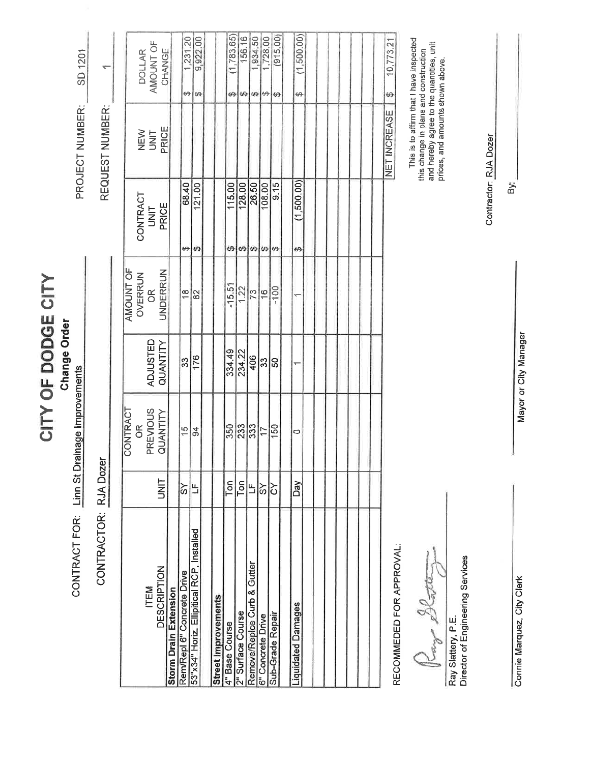# CITY OF DODGE CITY

## Change Order

CONTRACT FOR: Linn St Drainage Improvements

PROJECT NUMBER: SD 1201

CONTRACTOR: RJA Dozer

REQUEST NUMBER: 1

| ITEM DESCRIPTION | UNIT | CONTRACT OR PREVIOUS QUANTITY | ADJUSTED QUANTITY | AMOUNT OF OVERRUN OR UNDERRUN | CONTRACT UNIT PRICE | NEW UNIT PRICE | DOLLAR AMOUNT OF CHANGE |
|---|---|---|---|---|---|---|---|
| **Storm Drain Extension** | | | | | | | |
| Rem/Repl 6" Concrete Drive | SY | 15 | 33 | 18 | $ 68.40 | | $ 1,231.20 |
| 53"x34" Horiz. Elliptical RCP, Installed | LF | 94 | 176 | 82 | $ 121.00 | | $ 9,922.00 |
| | | | | | | | |
| **Street Improvements** | | | | | | | |
| 4" Base Course | Ton | 350 | 334.49 | -15.51 | $ 115.00 | | $ (1,783.65) |
| 2" Surface Course | Ton | 233 | 234.22 | 1.22 | $ 128.00 | | $ 156.16 |
| Remove/Replce Curb & Gutter | LF | 333 | 406 | 73 | $ 26.50 | | $ 1,934.50 |
| 6" Concrete Drive | SY | 17 | 33 | 16 | $ 108.00 | | $ 1,728.00 |
| Sub-Grade Repair | CY | 150 | 50 | -100 | $ 9.15 | | $ (915.00) |
| | | | | | | | |
| Liquidated Damages | Day | 0 | 1 | 1 | $ (1,500.00) | | $ (1,500.00) |
| | | | | | | NET INCREASE | $ 10,773.21 |

RECOMMEDED FOR APPROVAL:

Ray Slattery, P.E.
Director of Engineering Services

This is to affirm that I have inspected this change in plans and construction and hereby agree to the quantities, unit prices, and amounts shown above.

Contractor: RJA Dozer

By: ____________________

____________________
Connie Marquez, City Clerk

____________________
Mayor or City Manager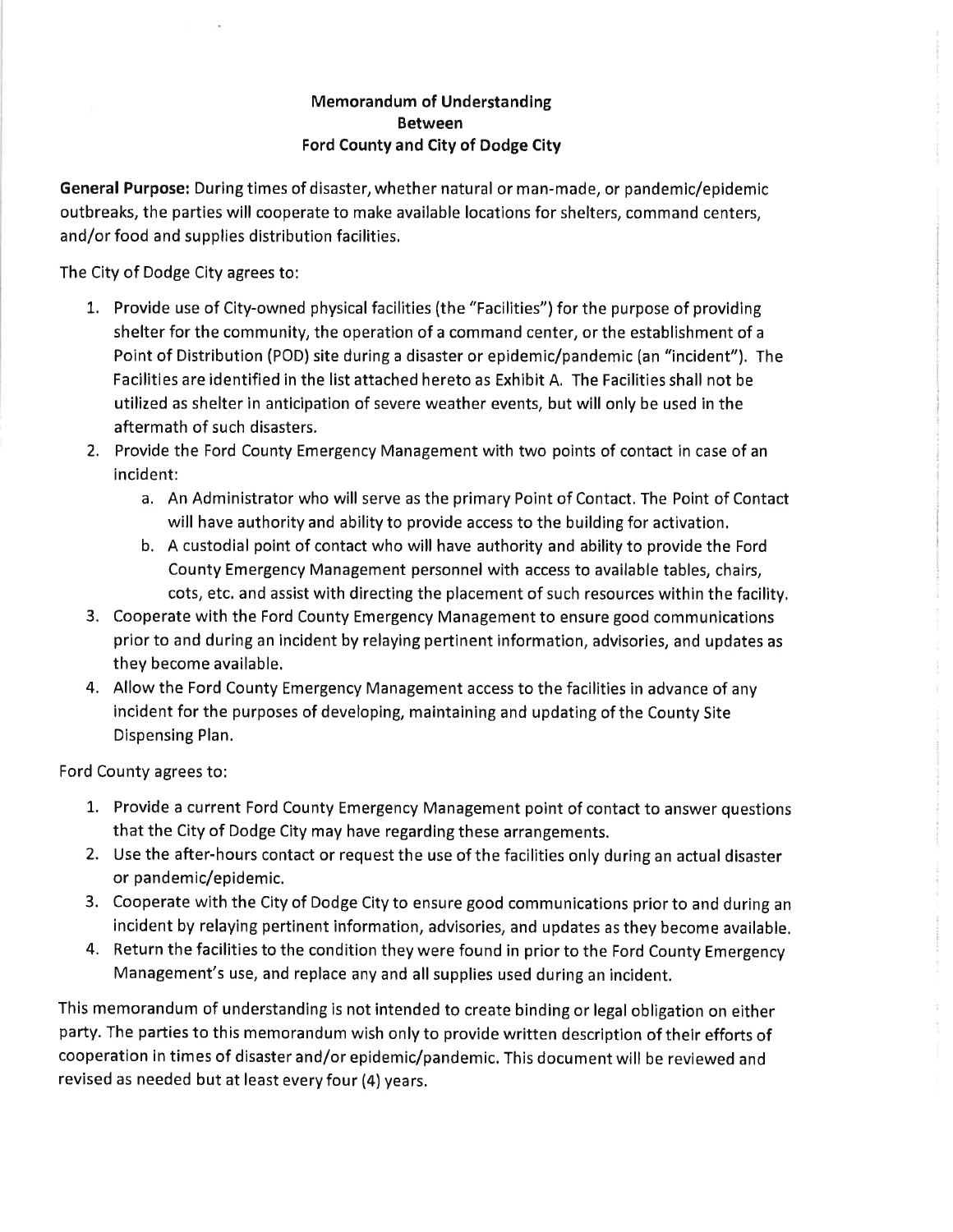# Memorandum of Understanding
## Between
## Ford County and City of Dodge City

**General Purpose:** During times of disaster, whether natural or man-made, or pandemic/epidemic outbreaks, the parties will cooperate to make available locations for shelters, command centers, and/or food and supplies distribution facilities.

The City of Dodge City agrees to:

1. Provide use of City-owned physical facilities (the "Facilities") for the purpose of providing shelter for the community, the operation of a command center, or the establishment of a Point of Distribution (POD) site during a disaster or epidemic/pandemic (an "incident"). The Facilities are identified in the list attached hereto as Exhibit A. The Facilities shall not be utilized as shelter in anticipation of severe weather events, but will only be used in the aftermath of such disasters.
2. Provide the Ford County Emergency Management with two points of contact in case of an incident:
   a. An Administrator who will serve as the primary Point of Contact. The Point of Contact will have authority and ability to provide access to the building for activation.
   b. A custodial point of contact who will have authority and ability to provide the Ford County Emergency Management personnel with access to available tables, chairs, cots, etc. and assist with directing the placement of such resources within the facility.
3. Cooperate with the Ford County Emergency Management to ensure good communications prior to and during an incident by relaying pertinent information, advisories, and updates as they become available.
4. Allow the Ford County Emergency Management access to the facilities in advance of any incident for the purposes of developing, maintaining and updating of the County Site Dispensing Plan.

Ford County agrees to:

1. Provide a current Ford County Emergency Management point of contact to answer questions that the City of Dodge City may have regarding these arrangements.
2. Use the after-hours contact or request the use of the facilities only during an actual disaster or pandemic/epidemic.
3. Cooperate with the City of Dodge City to ensure good communications prior to and during an incident by relaying pertinent information, advisories, and updates as they become available.
4. Return the facilities to the condition they were found in prior to the Ford County Emergency Management's use, and replace any and all supplies used during an incident.

This memorandum of understanding is not intended to create binding or legal obligation on either party. The parties to this memorandum wish only to provide written description of their efforts of cooperation in times of disaster and/or epidemic/pandemic. This document will be reviewed and revised as needed but at least every four (4) years.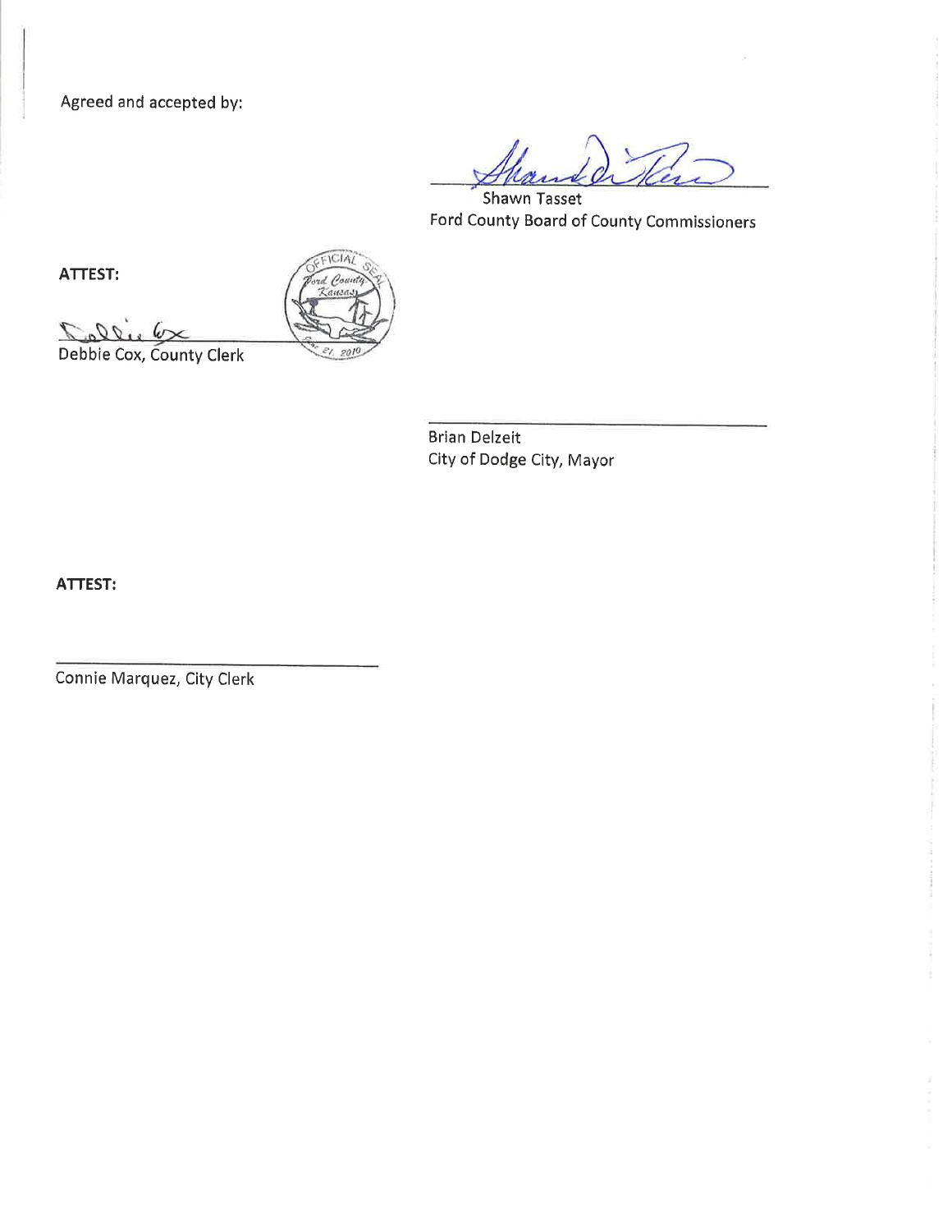Agreed and accepted by:

Shawn Tasset
Ford County Board of County Commissioners

**ATTEST:**

Debbie Cox, County Clerk

Brian Delzeit
City of Dodge City, Mayor

**ATTEST:**

Connie Marquez, City Clerk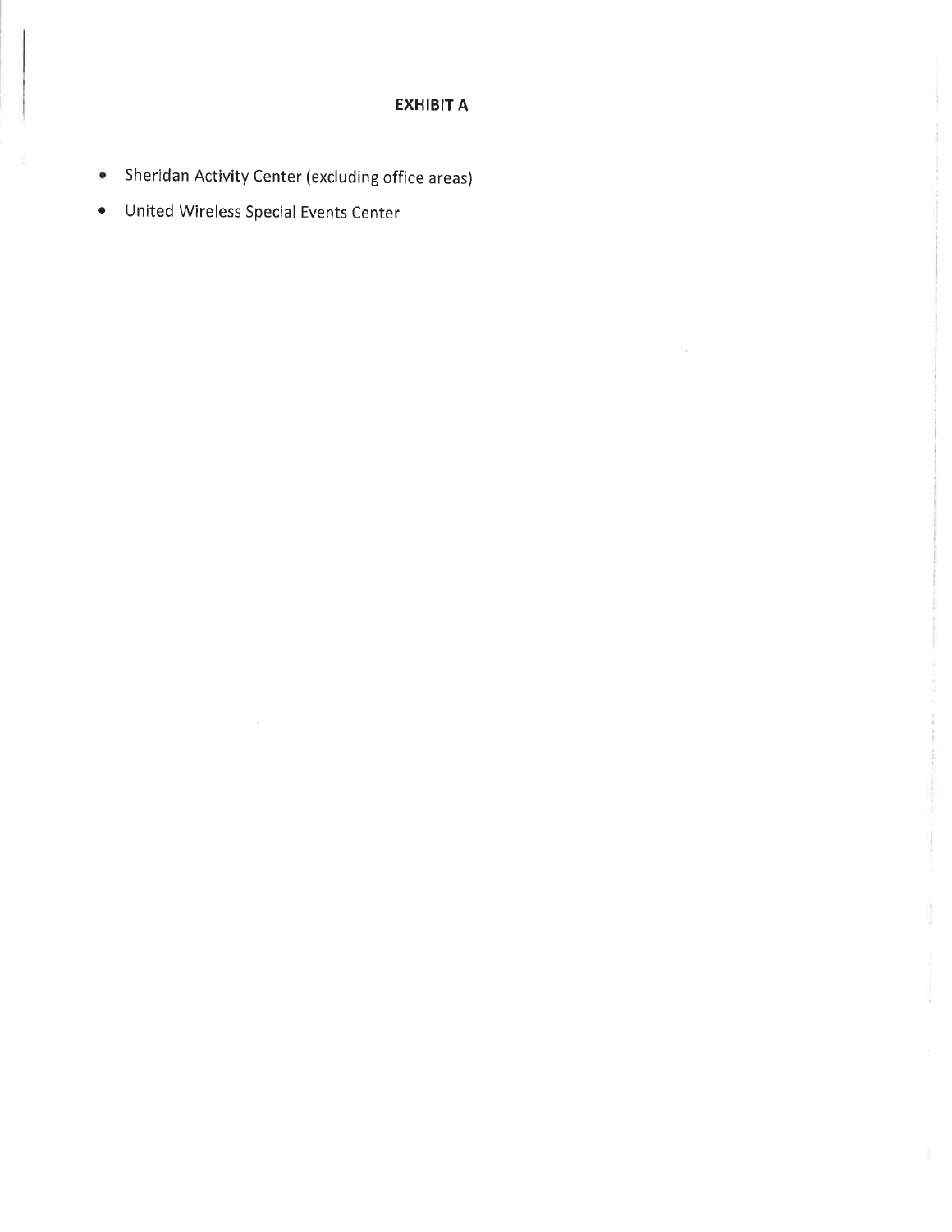## EXHIBIT A

- Sheridan Activity Center (excluding office areas)
- United Wireless Special Events Center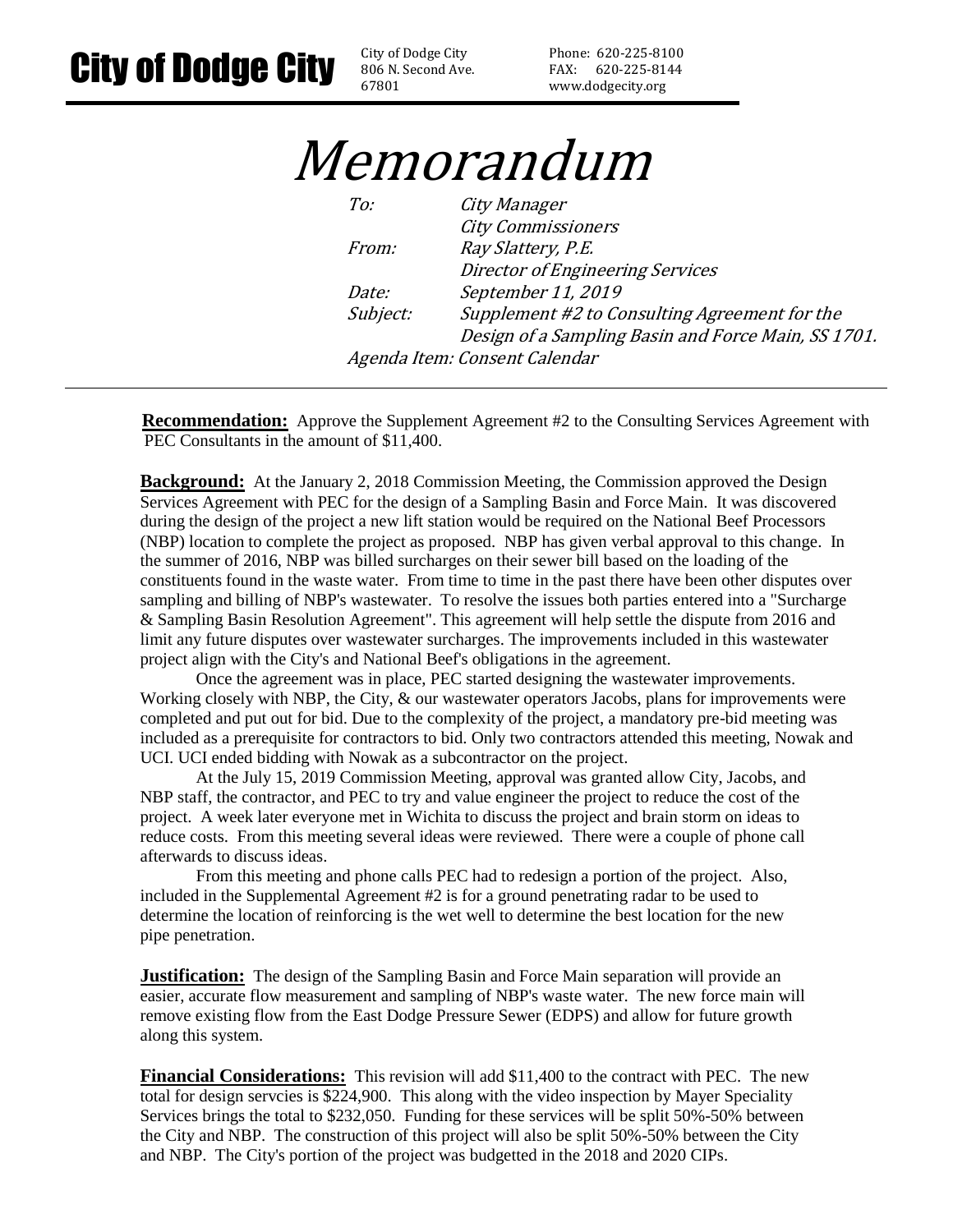# City of Dodge City

City of Dodge City
806 N. Second Ave.
67801

Phone: 620-225-8100
FAX: 620-225-8144
www.dodgecity.org

# *Memorandum*

*To:* *City Manager*
*City Commissioners*
*From:* *Ray Slattery, P.E.*
*Director of Engineering Services*
*Date:* *September 11, 2019*
*Subject:* *Supplement #2 to Consulting Agreement for the Design of a Sampling Basin and Force Main, SS 1701.*
*Agenda Item: Consent Calendar*

---

**Recommendation:** Approve the Supplement Agreement #2 to the Consulting Services Agreement with PEC Consultants in the amount of $11,400.

**Background:** At the January 2, 2018 Commission Meeting, the Commission approved the Design Services Agreement with PEC for the design of a Sampling Basin and Force Main. It was discovered during the design of the project a new lift station would be required on the National Beef Processors (NBP) location to complete the project as proposed. NBP has given verbal approval to this change. In the summer of 2016, NBP was billed surcharges on their sewer bill based on the loading of the constituents found in the waste water. From time to time in the past there have been other disputes over sampling and billing of NBP's wastewater. To resolve the issues both parties entered into a "Surcharge & Sampling Basin Resolution Agreement". This agreement will help settle the dispute from 2016 and limit any future disputes over wastewater surcharges. The improvements included in this wastewater project align with the City's and National Beef's obligations in the agreement.

Once the agreement was in place, PEC started designing the wastewater improvements. Working closely with NBP, the City, & our wastewater operators Jacobs, plans for improvements were completed and put out for bid. Due to the complexity of the project, a mandatory pre-bid meeting was included as a prerequisite for contractors to bid. Only two contractors attended this meeting, Nowak and UCI. UCI ended bidding with Nowak as a subcontractor on the project.

At the July 15, 2019 Commission Meeting, approval was granted allow City, Jacobs, and NBP staff, the contractor, and PEC to try and value engineer the project to reduce the cost of the project. A week later everyone met in Wichita to discuss the project and brain storm on ideas to reduce costs. From this meeting several ideas were reviewed. There were a couple of phone call afterwards to discuss ideas.

From this meeting and phone calls PEC had to redesign a portion of the project. Also, included in the Supplemental Agreement #2 is for a ground penetrating radar to be used to determine the location of reinforcing is the wet well to determine the best location for the new pipe penetration.

**Justification:** The design of the Sampling Basin and Force Main separation will provide an easier, accurate flow measurement and sampling of NBP's waste water. The new force main will remove existing flow from the East Dodge Pressure Sewer (EDPS) and allow for future growth along this system.

**Financial Considerations:** This revision will add $11,400 to the contract with PEC. The new total for design servcies is $224,900. This along with the video inspection by Mayer Speciality Services brings the total to $232,050. Funding for these services will be split 50%-50% between the City and NBP. The construction of this project will also be split 50%-50% between the City and NBP. The City's portion of the project was budgetted in the 2018 and 2020 CIPs.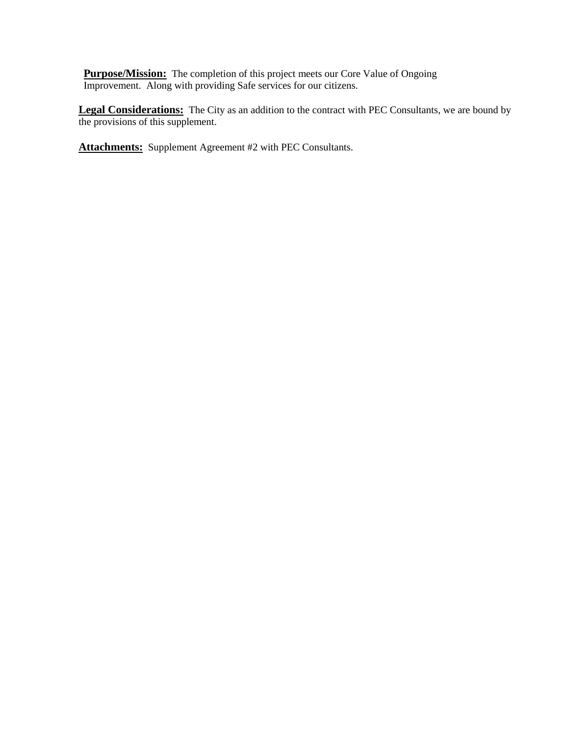**Purpose/Mission:** The completion of this project meets our Core Value of Ongoing Improvement. Along with providing Safe services for our citizens.

**Legal Considerations:** The City as an addition to the contract with PEC Consultants, we are bound by the provisions of this supplement.

**Attachments:** Supplement Agreement #2 with PEC Consultants.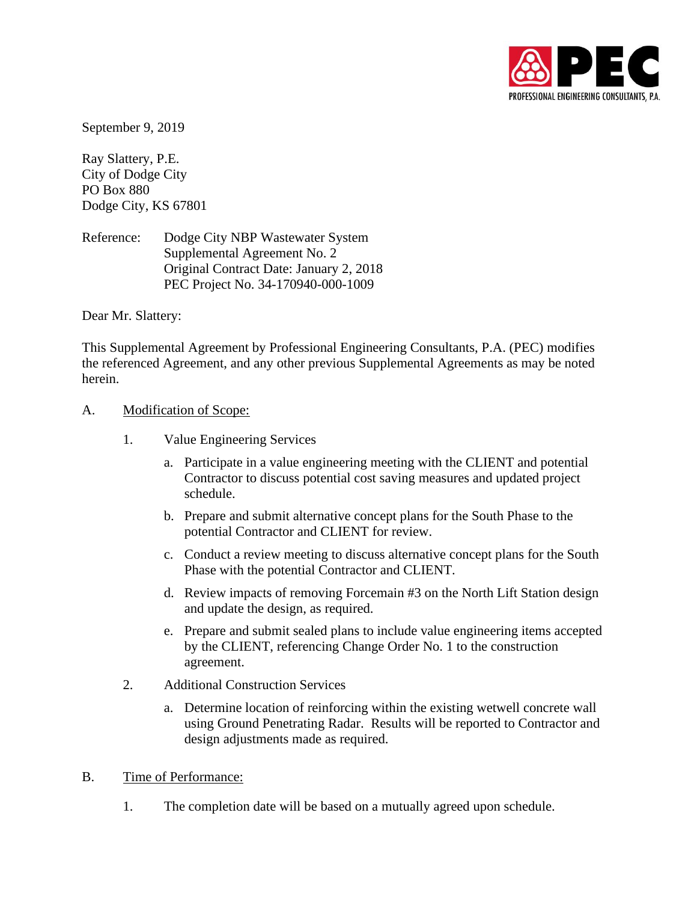PEC
PROFESSIONAL ENGINEERING CONSULTANTS, P.A.

September 9, 2019

Ray Slattery, P.E.
City of Dodge City
PO Box 880
Dodge City, KS 67801

Reference: Dodge City NBP Wastewater System
Supplemental Agreement No. 2
Original Contract Date: January 2, 2018
PEC Project No. 34-170940-000-1009

Dear Mr. Slattery:

This Supplemental Agreement by Professional Engineering Consultants, P.A. (PEC) modifies the referenced Agreement, and any other previous Supplemental Agreements as may be noted herein.

A. Modification of Scope:

1. Value Engineering Services

   a. Participate in a value engineering meeting with the CLIENT and potential Contractor to discuss potential cost saving measures and updated project schedule.

   b. Prepare and submit alternative concept plans for the South Phase to the potential Contractor and CLIENT for review.

   c. Conduct a review meeting to discuss alternative concept plans for the South Phase with the potential Contractor and CLIENT.

   d. Review impacts of removing Forcemain #3 on the North Lift Station design and update the design, as required.

   e. Prepare and submit sealed plans to include value engineering items accepted by the CLIENT, referencing Change Order No. 1 to the construction agreement.

2. Additional Construction Services

   a. Determine location of reinforcing within the existing wetwell concrete wall using Ground Penetrating Radar. Results will be reported to Contractor and design adjustments made as required.

B. Time of Performance:

1. The completion date will be based on a mutually agreed upon schedule.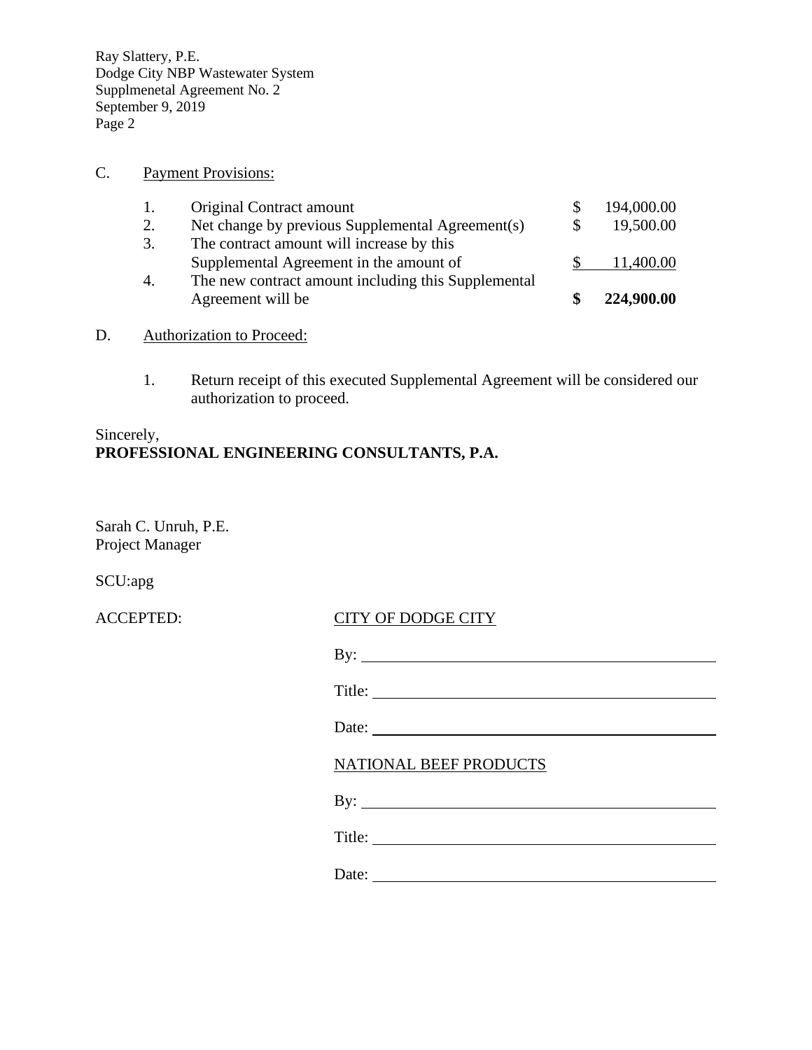Ray Slattery, P.E.
Dodge City NBP Wastewater System
Supplmenetal Agreement No. 2
September 9, 2019

C. Payment Provisions:

| | | | |
|---|---|---|---|
| 1. | Original Contract amount | $ | 194,000.00 |
| 2. | Net change by previous Supplemental Agreement(s) | $ | 19,500.00 |
| 3. | The contract amount will increase by this Supplemental Agreement in the amount of | $ | 11,400.00 |
| 4. | The new contract amount including this Supplemental Agreement will be | **$** | **224,900.00** |

D. Authorization to Proceed:

1. Return receipt of this executed Supplemental Agreement will be considered our authorization to proceed.

Sincerely,
**PROFESSIONAL ENGINEERING CONSULTANTS, P.A.**

Sarah C. Unruh, P.E.
Project Manager

SCU:apg

ACCEPTED:

CITY OF DODGE CITY

By: ______________________________

Title: ______________________________

Date: ______________________________

NATIONAL BEEF PRODUCTS

By: ______________________________

Title: ______________________________

Date: ______________________________